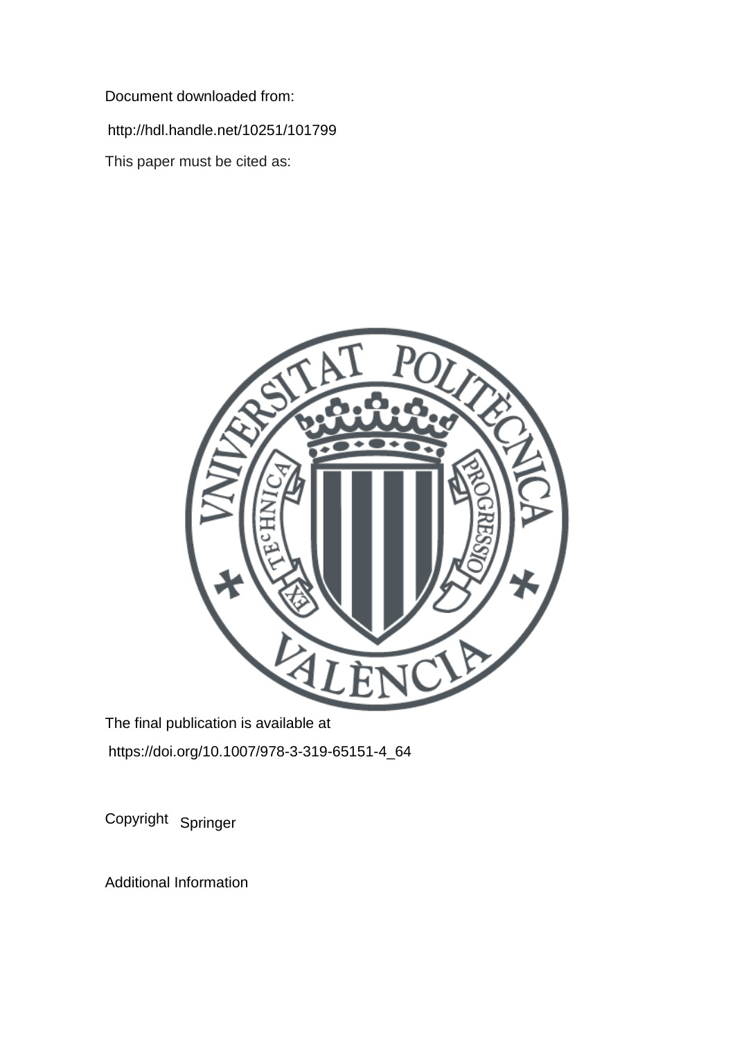Document downloaded from:

http://hdl.handle.net/10251/101799

This paper must be cited as:

The final publication is available at

https://doi.org/10.1007/978-3-319-65151-4_64

Copyright Springer

Additional Information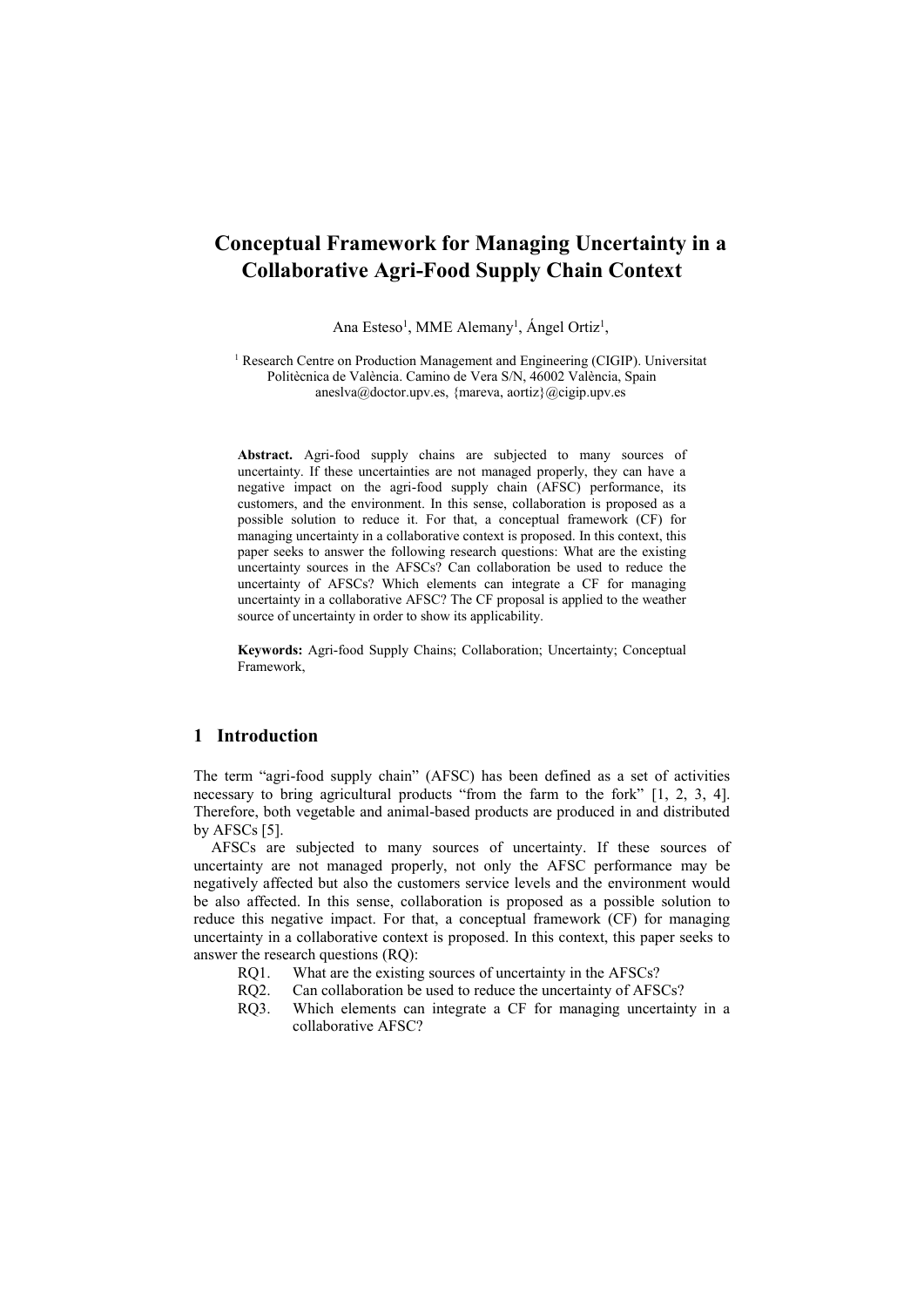# Conceptual Framework for Managing Uncertainty in a Collaborative Agri-Food Supply Chain Context

Ana Esteso[1], MME Alemany[1], Ángel Ortiz[1],

[1] Research Centre on Production Management and Engineering (CIGIP). Universitat Politècnica de València. Camino de Vera S/N, 46002 València, Spain
aneslva@doctor.upv.es, {mareva, aortiz}@cigip.upv.es

**Abstract.** Agri-food supply chains are subjected to many sources of uncertainty. If these uncertainties are not managed properly, they can have a negative impact on the agri-food supply chain (AFSC) performance, its customers, and the environment. In this sense, collaboration is proposed as a possible solution to reduce it. For that, a conceptual framework (CF) for managing uncertainty in a collaborative context is proposed. In this context, this paper seeks to answer the following research questions: What are the existing uncertainty sources in the AFSCs? Can collaboration be used to reduce the uncertainty of AFSCs? Which elements can integrate a CF for managing uncertainty in a collaborative AFSC? The CF proposal is applied to the weather source of uncertainty in order to show its applicability.

**Keywords:** Agri-food Supply Chains; Collaboration; Uncertainty; Conceptual Framework,

## 1 Introduction

The term "agri-food supply chain" (AFSC) has been defined as a set of activities necessary to bring agricultural products "from the farm to the fork" [1, 2, 3, 4]. Therefore, both vegetable and animal-based products are produced in and distributed by AFSCs [5].

AFSCs are subjected to many sources of uncertainty. If these sources of uncertainty are not managed properly, not only the AFSC performance may be negatively affected but also the customers service levels and the environment would be also affected. In this sense, collaboration is proposed as a possible solution to reduce this negative impact. For that, a conceptual framework (CF) for managing uncertainty in a collaborative context is proposed. In this context, this paper seeks to answer the research questions (RQ):

- RQ1. What are the existing sources of uncertainty in the AFSCs?
- RQ2. Can collaboration be used to reduce the uncertainty of AFSCs?
- RQ3. Which elements can integrate a CF for managing uncertainty in a collaborative AFSC?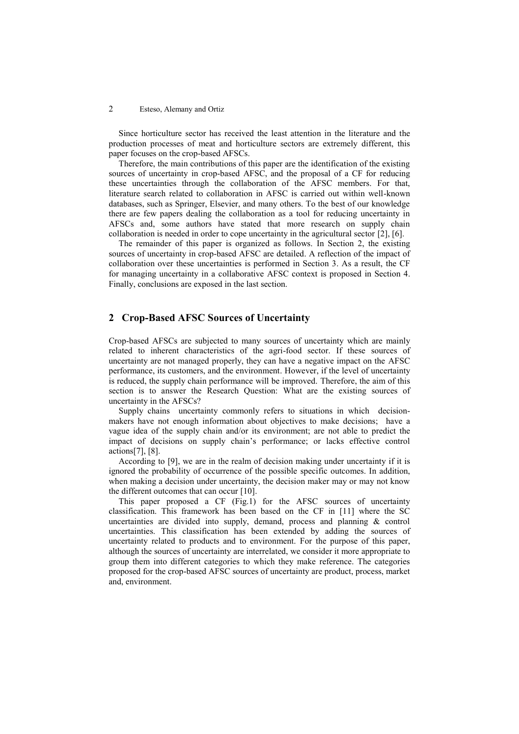Since horticulture sector has received the least attention in the literature and the production processes of meat and horticulture sectors are extremely different, this paper focuses on the crop-based AFSCs.

Therefore, the main contributions of this paper are the identification of the existing sources of uncertainty in crop-based AFSC, and the proposal of a CF for reducing these uncertainties through the collaboration of the AFSC members. For that, literature search related to collaboration in AFSC is carried out within well-known databases, such as Springer, Elsevier, and many others. To the best of our knowledge there are few papers dealing the collaboration as a tool for reducing uncertainty in AFSCs and, some authors have stated that more research on supply chain collaboration is needed in order to cope uncertainty in the agricultural sector [2], [6].

The remainder of this paper is organized as follows. In Section 2, the existing sources of uncertainty in crop-based AFSC are detailed. A reflection of the impact of collaboration over these uncertainties is performed in Section 3. As a result, the CF for managing uncertainty in a collaborative AFSC context is proposed in Section 4. Finally, conclusions are exposed in the last section.

## 2 Crop-Based AFSC Sources of Uncertainty

Crop-based AFSCs are subjected to many sources of uncertainty which are mainly related to inherent characteristics of the agri-food sector. If these sources of uncertainty are not managed properly, they can have a negative impact on the AFSC performance, its customers, and the environment. However, if the level of uncertainty is reduced, the supply chain performance will be improved. Therefore, the aim of this section is to answer the Research Question: What are the existing sources of uncertainty in the AFSCs?

Supply chains uncertainty commonly refers to situations in which decision-makers have not enough information about objectives to make decisions; have a vague idea of the supply chain and/or its environment; are not able to predict the impact of decisions on supply chain's performance; or lacks effective control actions[7], [8].

According to [9], we are in the realm of decision making under uncertainty if it is ignored the probability of occurrence of the possible specific outcomes. In addition, when making a decision under uncertainty, the decision maker may or may not know the different outcomes that can occur [10].

This paper proposed a CF (Fig.1) for the AFSC sources of uncertainty classification. This framework has been based on the CF in [11] where the SC uncertainties are divided into supply, demand, process and planning & control uncertainties. This classification has been extended by adding the sources of uncertainty related to products and to environment. For the purpose of this paper, although the sources of uncertainty are interrelated, we consider it more appropriate to group them into different categories to which they make reference. The categories proposed for the crop-based AFSC sources of uncertainty are product, process, market and, environment.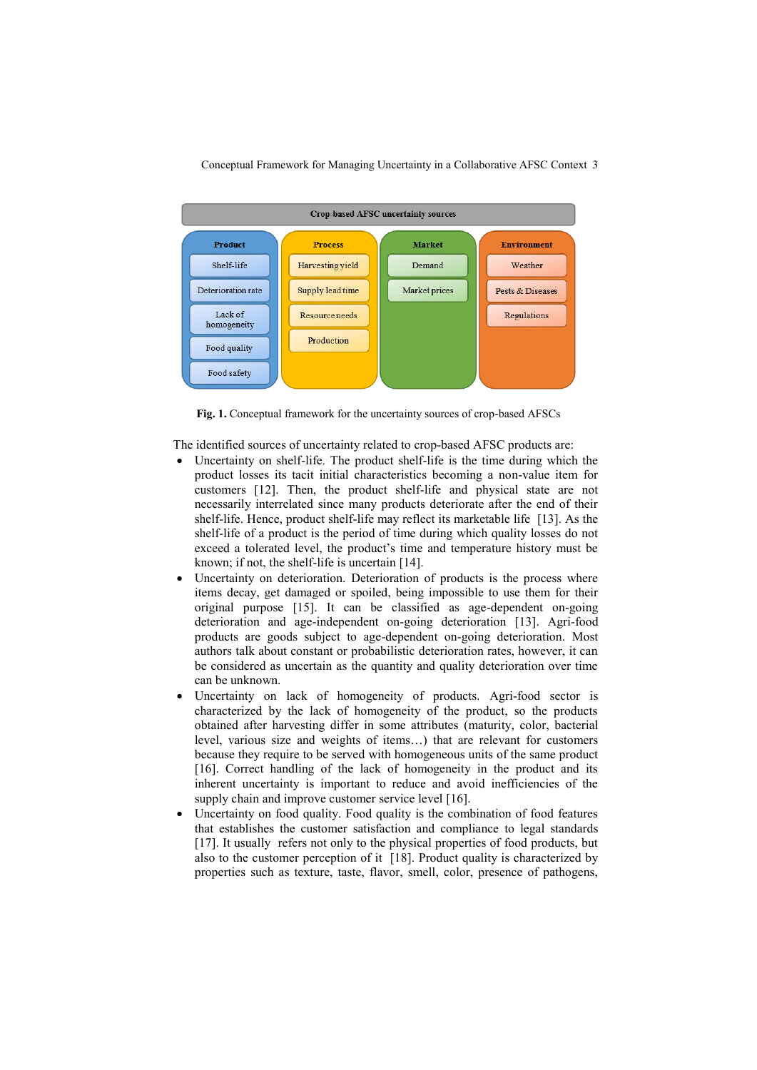| Crop-based AFSC uncertainty sources | | | |
|---|---|---|---|
| **Product** | **Process** | **Market** | **Environment** |
| Shelf-life | Harvesting yield | Demand | Weather |
| Deterioration rate | Supply lead time | Market prices | Pests & Diseases |
| Lack of homogeneity | Resource needs | | Regulations |
| Food quality | Production | | |
| Food safety | | | |

**Fig. 1.** Conceptual framework for the uncertainty sources of crop-based AFSCs

The identified sources of uncertainty related to crop-based AFSC products are:

- Uncertainty on shelf-life. The product shelf-life is the time during which the product losses its tacit initial characteristics becoming a non-value item for customers [12]. Then, the product shelf-life and physical state are not necessarily interrelated since many products deteriorate after the end of their shelf-life. Hence, product shelf-life may reflect its marketable life [13]. As the shelf-life of a product is the period of time during which quality losses do not exceed a tolerated level, the product's time and temperature history must be known; if not, the shelf-life is uncertain [14].
- Uncertainty on deterioration. Deterioration of products is the process where items decay, get damaged or spoiled, being impossible to use them for their original purpose [15]. It can be classified as age-dependent on-going deterioration and age-independent on-going deterioration [13]. Agri-food products are goods subject to age-dependent on-going deterioration. Most authors talk about constant or probabilistic deterioration rates, however, it can be considered as uncertain as the quantity and quality deterioration over time can be unknown.
- Uncertainty on lack of homogeneity of products. Agri-food sector is characterized by the lack of homogeneity of the product, so the products obtained after harvesting differ in some attributes (maturity, color, bacterial level, various size and weights of items…) that are relevant for customers because they require to be served with homogeneous units of the same product [16]. Correct handling of the lack of homogeneity in the product and its inherent uncertainty is important to reduce and avoid inefficiencies of the supply chain and improve customer service level [16].
- Uncertainty on food quality. Food quality is the combination of food features that establishes the customer satisfaction and compliance to legal standards [17]. It usually refers not only to the physical properties of food products, but also to the customer perception of it [18]. Product quality is characterized by properties such as texture, taste, flavor, smell, color, presence of pathogens,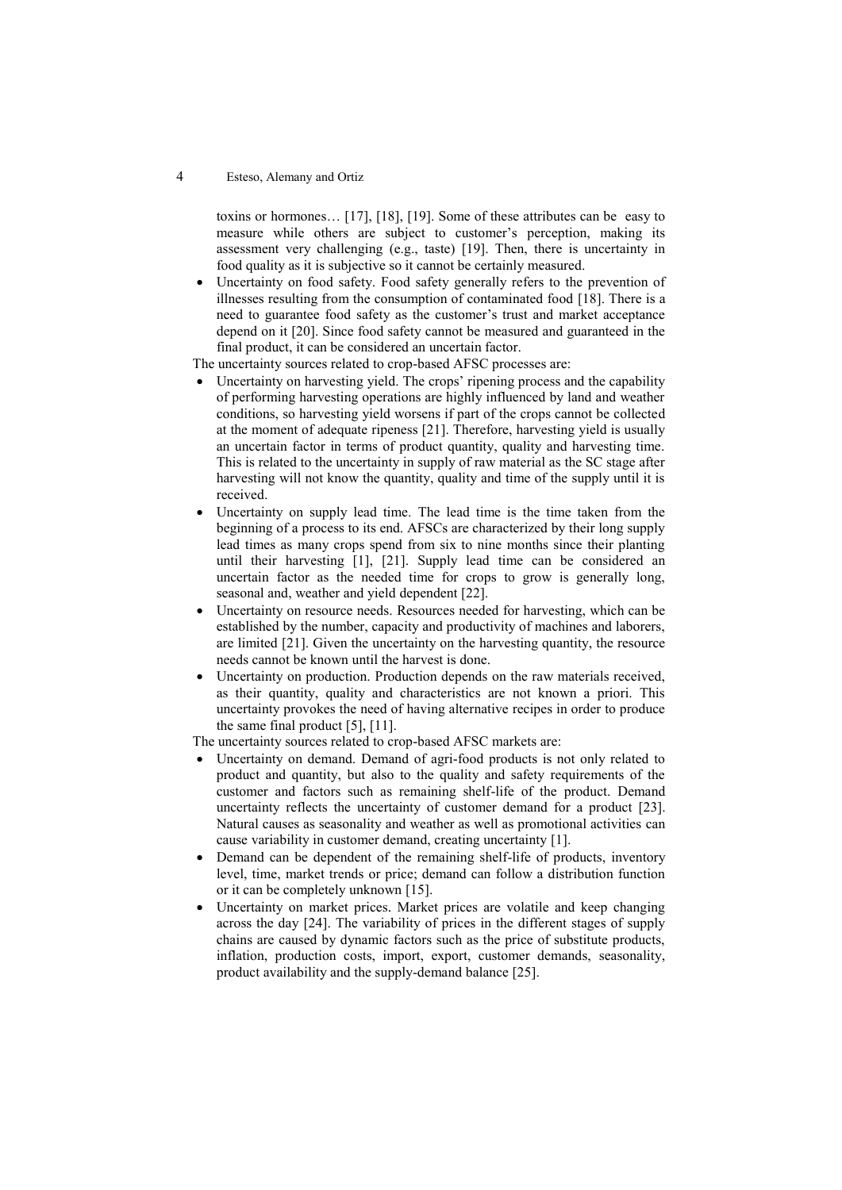toxins or hormones… [17], [18], [19]. Some of these attributes can be easy to measure while others are subject to customer's perception, making its assessment very challenging (e.g., taste) [19]. Then, there is uncertainty in food quality as it is subjective so it cannot be certainly measured.

- Uncertainty on food safety. Food safety generally refers to the prevention of illnesses resulting from the consumption of contaminated food [18]. There is a need to guarantee food safety as the customer's trust and market acceptance depend on it [20]. Since food safety cannot be measured and guaranteed in the final product, it can be considered an uncertain factor.

The uncertainty sources related to crop-based AFSC processes are:

- Uncertainty on harvesting yield. The crops' ripening process and the capability of performing harvesting operations are highly influenced by land and weather conditions, so harvesting yield worsens if part of the crops cannot be collected at the moment of adequate ripeness [21]. Therefore, harvesting yield is usually an uncertain factor in terms of product quantity, quality and harvesting time. This is related to the uncertainty in supply of raw material as the SC stage after harvesting will not know the quantity, quality and time of the supply until it is received.
- Uncertainty on supply lead time. The lead time is the time taken from the beginning of a process to its end. AFSCs are characterized by their long supply lead times as many crops spend from six to nine months since their planting until their harvesting [1], [21]. Supply lead time can be considered an uncertain factor as the needed time for crops to grow is generally long, seasonal and, weather and yield dependent [22].
- Uncertainty on resource needs. Resources needed for harvesting, which can be established by the number, capacity and productivity of machines and laborers, are limited [21]. Given the uncertainty on the harvesting quantity, the resource needs cannot be known until the harvest is done.
- Uncertainty on production. Production depends on the raw materials received, as their quantity, quality and characteristics are not known a priori. This uncertainty provokes the need of having alternative recipes in order to produce the same final product [5], [11].

The uncertainty sources related to crop-based AFSC markets are:

- Uncertainty on demand. Demand of agri-food products is not only related to product and quantity, but also to the quality and safety requirements of the customer and factors such as remaining shelf-life of the product. Demand uncertainty reflects the uncertainty of customer demand for a product [23]. Natural causes as seasonality and weather as well as promotional activities can cause variability in customer demand, creating uncertainty [1].
- Demand can be dependent of the remaining shelf-life of products, inventory level, time, market trends or price; demand can follow a distribution function or it can be completely unknown [15].
- Uncertainty on market prices. Market prices are volatile and keep changing across the day [24]. The variability of prices in the different stages of supply chains are caused by dynamic factors such as the price of substitute products, inflation, production costs, import, export, customer demands, seasonality, product availability and the supply-demand balance [25].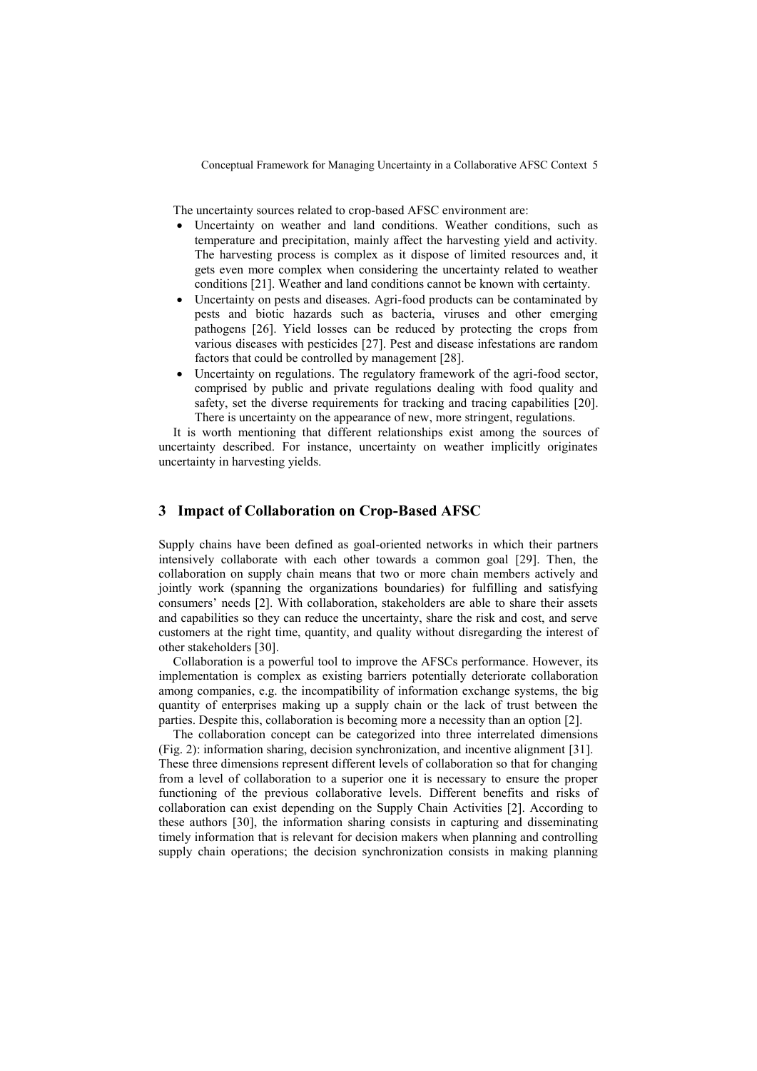The uncertainty sources related to crop-based AFSC environment are:

- Uncertainty on weather and land conditions. Weather conditions, such as temperature and precipitation, mainly affect the harvesting yield and activity. The harvesting process is complex as it dispose of limited resources and, it gets even more complex when considering the uncertainty related to weather conditions [21]. Weather and land conditions cannot be known with certainty.
- Uncertainty on pests and diseases. Agri-food products can be contaminated by pests and biotic hazards such as bacteria, viruses and other emerging pathogens [26]. Yield losses can be reduced by protecting the crops from various diseases with pesticides [27]. Pest and disease infestations are random factors that could be controlled by management [28].
- Uncertainty on regulations. The regulatory framework of the agri-food sector, comprised by public and private regulations dealing with food quality and safety, set the diverse requirements for tracking and tracing capabilities [20]. There is uncertainty on the appearance of new, more stringent, regulations.

It is worth mentioning that different relationships exist among the sources of uncertainty described. For instance, uncertainty on weather implicitly originates uncertainty in harvesting yields.

## 3 Impact of Collaboration on Crop-Based AFSC

Supply chains have been defined as goal-oriented networks in which their partners intensively collaborate with each other towards a common goal [29]. Then, the collaboration on supply chain means that two or more chain members actively and jointly work (spanning the organizations boundaries) for fulfilling and satisfying consumers' needs [2]. With collaboration, stakeholders are able to share their assets and capabilities so they can reduce the uncertainty, share the risk and cost, and serve customers at the right time, quantity, and quality without disregarding the interest of other stakeholders [30].

Collaboration is a powerful tool to improve the AFSCs performance. However, its implementation is complex as existing barriers potentially deteriorate collaboration among companies, e.g. the incompatibility of information exchange systems, the big quantity of enterprises making up a supply chain or the lack of trust between the parties. Despite this, collaboration is becoming more a necessity than an option [2].

The collaboration concept can be categorized into three interrelated dimensions (Fig. 2): information sharing, decision synchronization, and incentive alignment [31]. These three dimensions represent different levels of collaboration so that for changing from a level of collaboration to a superior one it is necessary to ensure the proper functioning of the previous collaborative levels. Different benefits and risks of collaboration can exist depending on the Supply Chain Activities [2]. According to these authors [30], the information sharing consists in capturing and disseminating timely information that is relevant for decision makers when planning and controlling supply chain operations; the decision synchronization consists in making planning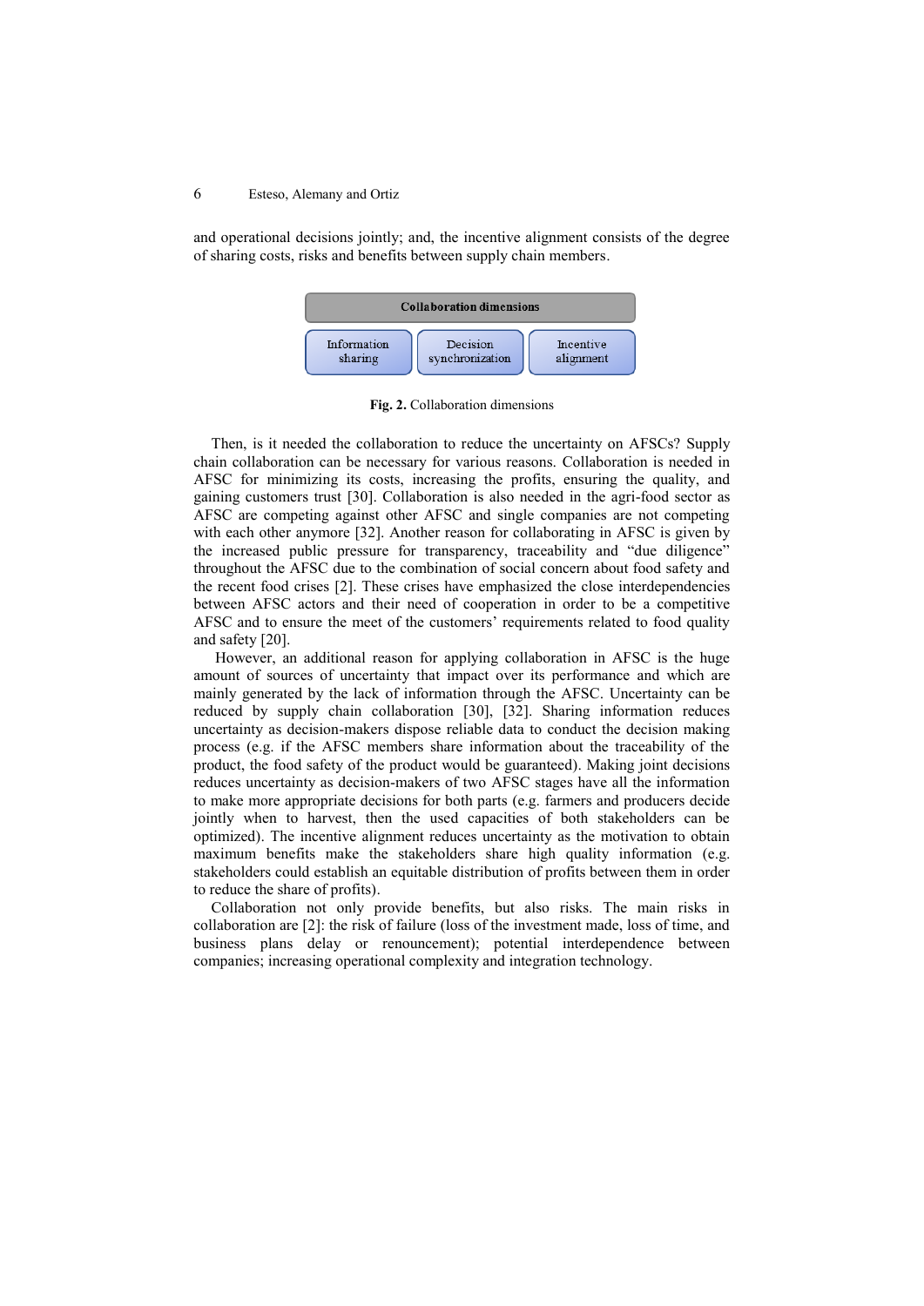and operational decisions jointly; and, the incentive alignment consists of the degree of sharing costs, risks and benefits between supply chain members.

Collaboration dimensions

Information sharing

Decision synchronization

Incentive alignment

**Fig. 2.** Collaboration dimensions

Then, is it needed the collaboration to reduce the uncertainty on AFSCs? Supply chain collaboration can be necessary for various reasons. Collaboration is needed in AFSC for minimizing its costs, increasing the profits, ensuring the quality, and gaining customers trust [30]. Collaboration is also needed in the agri-food sector as AFSC are competing against other AFSC and single companies are not competing with each other anymore [32]. Another reason for collaborating in AFSC is given by the increased public pressure for transparency, traceability and "due diligence" throughout the AFSC due to the combination of social concern about food safety and the recent food crises [2]. These crises have emphasized the close interdependencies between AFSC actors and their need of cooperation in order to be a competitive AFSC and to ensure the meet of the customers' requirements related to food quality and safety [20].

However, an additional reason for applying collaboration in AFSC is the huge amount of sources of uncertainty that impact over its performance and which are mainly generated by the lack of information through the AFSC. Uncertainty can be reduced by supply chain collaboration [30], [32]. Sharing information reduces uncertainty as decision-makers dispose reliable data to conduct the decision making process (e.g. if the AFSC members share information about the traceability of the product, the food safety of the product would be guaranteed). Making joint decisions reduces uncertainty as decision-makers of two AFSC stages have all the information to make more appropriate decisions for both parts (e.g. farmers and producers decide jointly when to harvest, then the used capacities of both stakeholders can be optimized). The incentive alignment reduces uncertainty as the motivation to obtain maximum benefits make the stakeholders share high quality information (e.g. stakeholders could establish an equitable distribution of profits between them in order to reduce the share of profits).

Collaboration not only provide benefits, but also risks. The main risks in collaboration are [2]: the risk of failure (loss of the investment made, loss of time, and business plans delay or renouncement); potential interdependence between companies; increasing operational complexity and integration technology.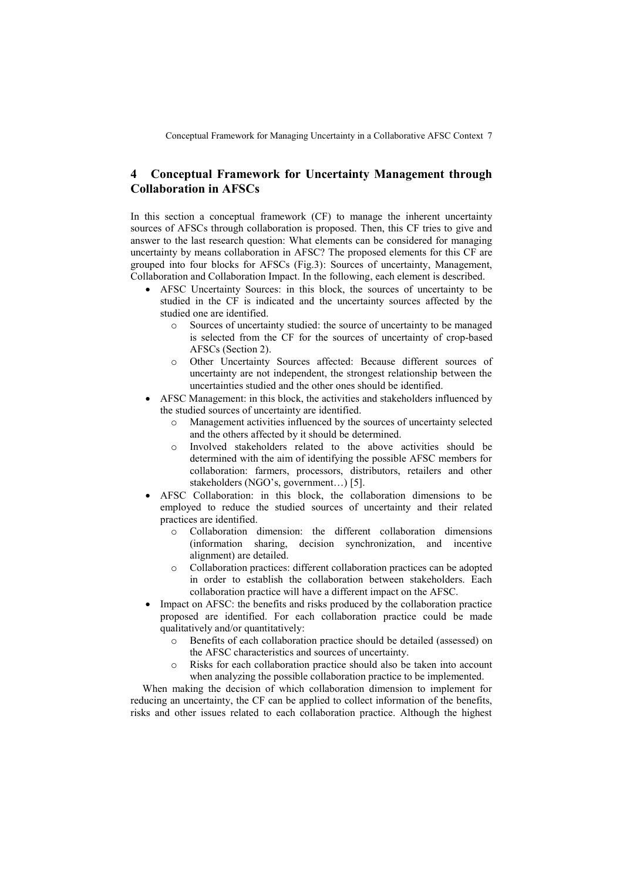## 4 Conceptual Framework for Uncertainty Management through Collaboration in AFSCs

In this section a conceptual framework (CF) to manage the inherent uncertainty sources of AFSCs through collaboration is proposed. Then, this CF tries to give and answer to the last research question: What elements can be considered for managing uncertainty by means collaboration in AFSC? The proposed elements for this CF are grouped into four blocks for AFSCs (Fig.3): Sources of uncertainty, Management, Collaboration and Collaboration Impact. In the following, each element is described.

- AFSC Uncertainty Sources: in this block, the sources of uncertainty to be studied in the CF is indicated and the uncertainty sources affected by the studied one are identified.
  - Sources of uncertainty studied: the source of uncertainty to be managed is selected from the CF for the sources of uncertainty of crop-based AFSCs (Section 2).
  - Other Uncertainty Sources affected: Because different sources of uncertainty are not independent, the strongest relationship between the uncertainties studied and the other ones should be identified.
- AFSC Management: in this block, the activities and stakeholders influenced by the studied sources of uncertainty are identified.
  - Management activities influenced by the sources of uncertainty selected and the others affected by it should be determined.
  - Involved stakeholders related to the above activities should be determined with the aim of identifying the possible AFSC members for collaboration: farmers, processors, distributors, retailers and other stakeholders (NGO's, government…) [5].
- AFSC Collaboration: in this block, the collaboration dimensions to be employed to reduce the studied sources of uncertainty and their related practices are identified.
  - Collaboration dimension: the different collaboration dimensions (information sharing, decision synchronization, and incentive alignment) are detailed.
  - Collaboration practices: different collaboration practices can be adopted in order to establish the collaboration between stakeholders. Each collaboration practice will have a different impact on the AFSC.
- Impact on AFSC: the benefits and risks produced by the collaboration practice proposed are identified. For each collaboration practice could be made qualitatively and/or quantitatively:
  - Benefits of each collaboration practice should be detailed (assessed) on the AFSC characteristics and sources of uncertainty.
  - Risks for each collaboration practice should also be taken into account when analyzing the possible collaboration practice to be implemented.

When making the decision of which collaboration dimension to implement for reducing an uncertainty, the CF can be applied to collect information of the benefits, risks and other issues related to each collaboration practice. Although the highest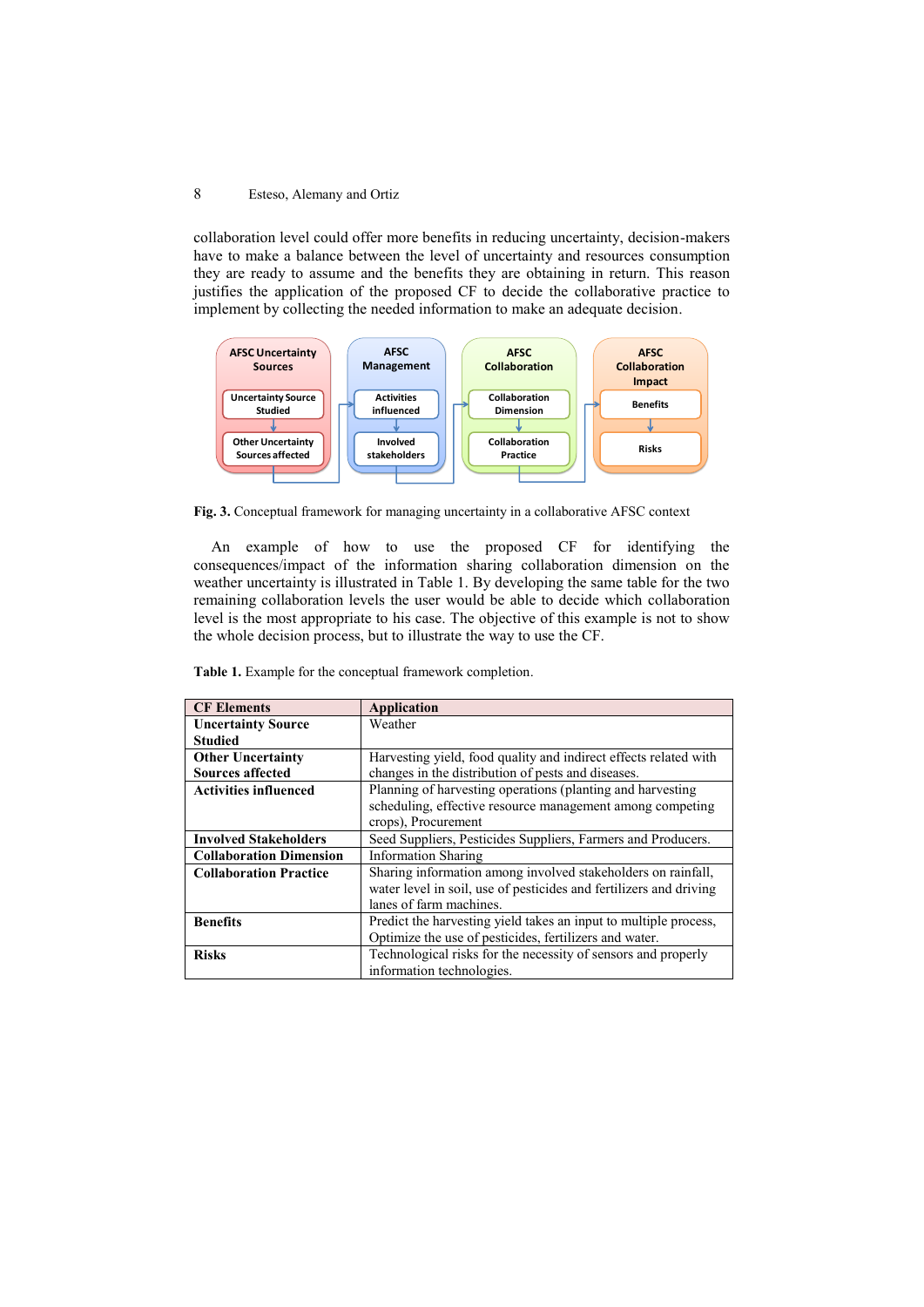collaboration level could offer more benefits in reducing uncertainty, decision-makers have to make a balance between the level of uncertainty and resources consumption they are ready to assume and the benefits they are obtaining in return. This reason justifies the application of the proposed CF to decide the collaborative practice to implement by collecting the needed information to make an adequate decision.

**Fig. 3.** Conceptual framework for managing uncertainty in a collaborative AFSC context

An example of how to use the proposed CF for identifying the consequences/impact of the information sharing collaboration dimension on the weather uncertainty is illustrated in Table 1. By developing the same table for the two remaining collaboration levels the user would be able to decide which collaboration level is the most appropriate to his case. The objective of this example is not to show the whole decision process, but to illustrate the way to use the CF.

**Table 1.** Example for the conceptual framework completion.

| CF Elements | Application |
|---|---|
| **Uncertainty Source Studied** | Weather |
| **Other Uncertainty Sources affected** | Harvesting yield, food quality and indirect effects related with changes in the distribution of pests and diseases. |
| **Activities influenced** | Planning of harvesting operations (planting and harvesting scheduling, effective resource management among competing crops), Procurement |
| **Involved Stakeholders** | Seed Suppliers, Pesticides Suppliers, Farmers and Producers. |
| **Collaboration Dimension** | Information Sharing |
| **Collaboration Practice** | Sharing information among involved stakeholders on rainfall, water level in soil, use of pesticides and fertilizers and driving lanes of farm machines. |
| **Benefits** | Predict the harvesting yield takes an input to multiple process, Optimize the use of pesticides, fertilizers and water. |
| **Risks** | Technological risks for the necessity of sensors and properly information technologies. |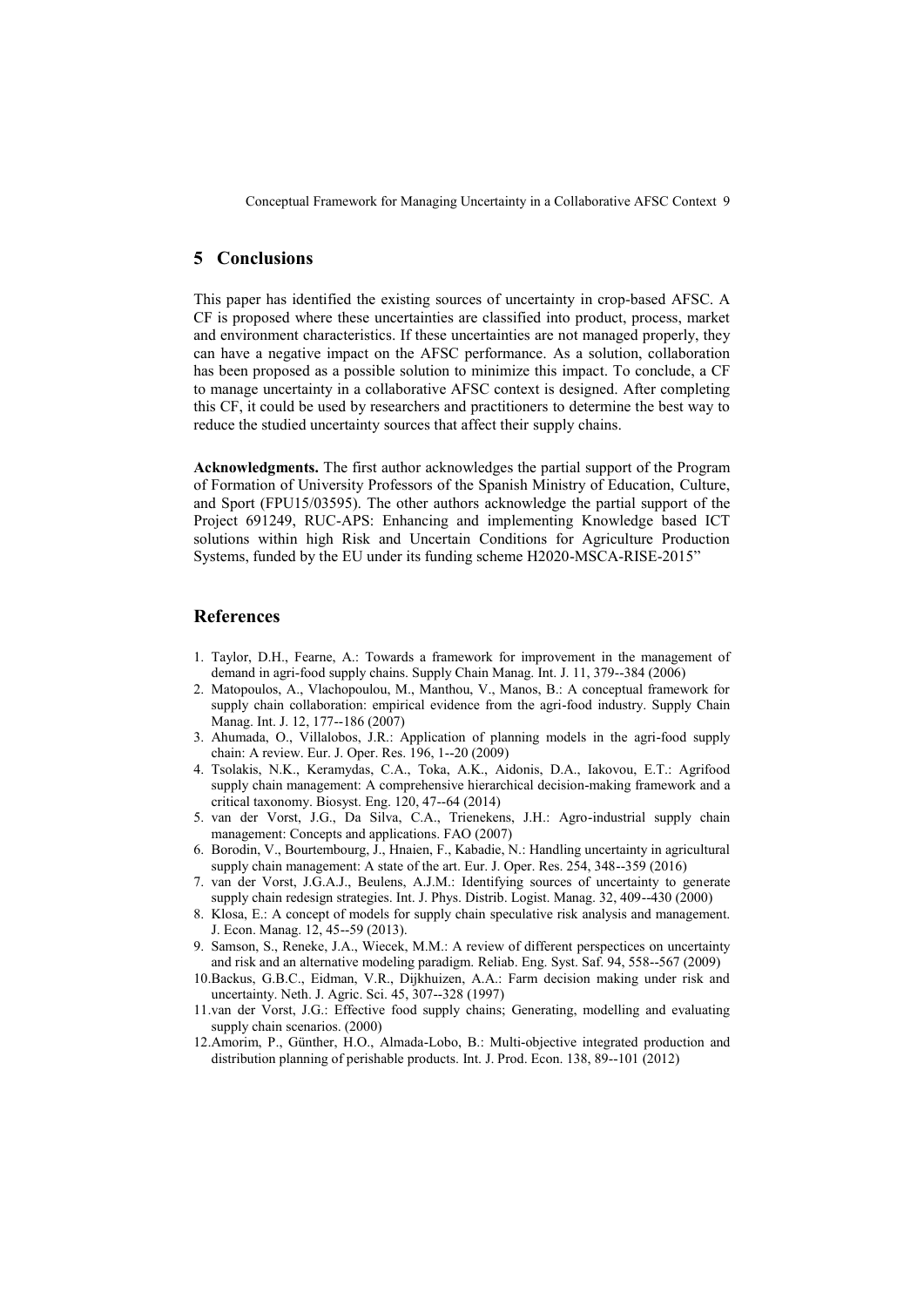## 5 Conclusions

This paper has identified the existing sources of uncertainty in crop-based AFSC. A CF is proposed where these uncertainties are classified into product, process, market and environment characteristics. If these uncertainties are not managed properly, they can have a negative impact on the AFSC performance. As a solution, collaboration has been proposed as a possible solution to minimize this impact. To conclude, a CF to manage uncertainty in a collaborative AFSC context is designed. After completing this CF, it could be used by researchers and practitioners to determine the best way to reduce the studied uncertainty sources that affect their supply chains.

**Acknowledgments.** The first author acknowledges the partial support of the Program of Formation of University Professors of the Spanish Ministry of Education, Culture, and Sport (FPU15/03595). The other authors acknowledge the partial support of the Project 691249, RUC-APS: Enhancing and implementing Knowledge based ICT solutions within high Risk and Uncertain Conditions for Agriculture Production Systems, funded by the EU under its funding scheme H2020-MSCA-RISE-2015"

## References

1. Taylor, D.H., Fearne, A.: Towards a framework for improvement in the management of demand in agri-food supply chains. Supply Chain Manag. Int. J. 11, 379--384 (2006)
2. Matopoulos, A., Vlachopoulou, M., Manthou, V., Manos, B.: A conceptual framework for supply chain collaboration: empirical evidence from the agri-food industry. Supply Chain Manag. Int. J. 12, 177--186 (2007)
3. Ahumada, O., Villalobos, J.R.: Application of planning models in the agri-food supply chain: A review. Eur. J. Oper. Res. 196, 1--20 (2009)
4. Tsolakis, N.K., Keramydas, C.A., Toka, A.K., Aidonis, D.A., Iakovou, E.T.: Agrifood supply chain management: A comprehensive hierarchical decision-making framework and a critical taxonomy. Biosyst. Eng. 120, 47--64 (2014)
5. van der Vorst, J.G., Da Silva, C.A., Trienekens, J.H.: Agro-industrial supply chain management: Concepts and applications. FAO (2007)
6. Borodin, V., Bourtembourg, J., Hnaien, F., Kabadie, N.: Handling uncertainty in agricultural supply chain management: A state of the art. Eur. J. Oper. Res. 254, 348--359 (2016)
7. van der Vorst, J.G.A.J., Beulens, A.J.M.: Identifying sources of uncertainty to generate supply chain redesign strategies. Int. J. Phys. Distrib. Logist. Manag. 32, 409--430 (2000)
8. Klosa, E.: A concept of models for supply chain speculative risk analysis and management. J. Econ. Manag. 12, 45--59 (2013).
9. Samson, S., Reneke, J.A., Wiecek, M.M.: A review of different perspectives on uncertainty and risk and an alternative modeling paradigm. Reliab. Eng. Syst. Saf. 94, 558--567 (2009)
10. Backus, G.B.C., Eidman, V.R., Dijkhuizen, A.A.: Farm decision making under risk and uncertainty. Neth. J. Agric. Sci. 45, 307--328 (1997)
11. van der Vorst, J.G.: Effective food supply chains; Generating, modelling and evaluating supply chain scenarios. (2000)
12. Amorim, P., Günther, H.O., Almada-Lobo, B.: Multi-objective integrated production and distribution planning of perishable products. Int. J. Prod. Econ. 138, 89--101 (2012)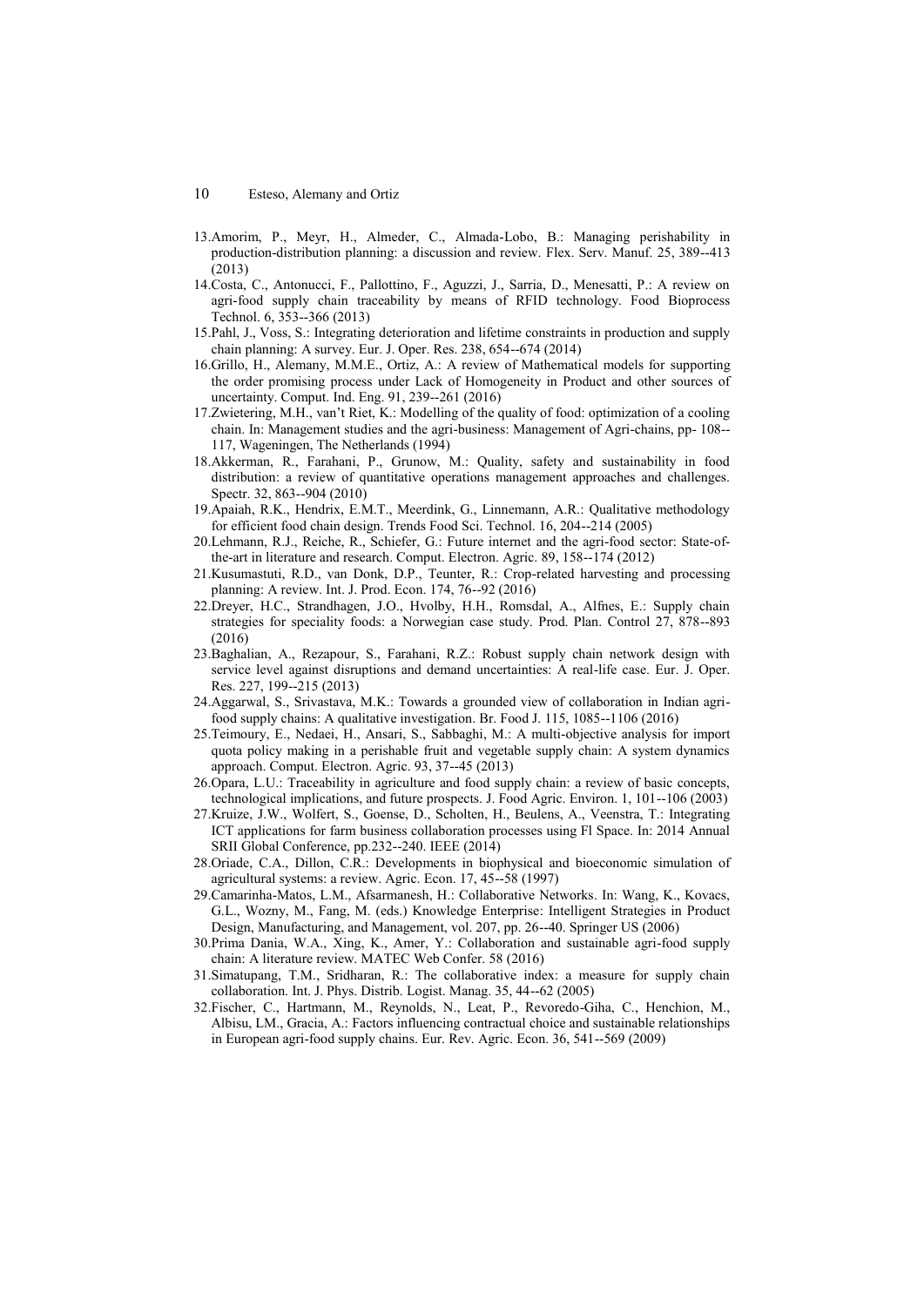13. Amorim, P., Meyr, H., Almeder, C., Almada-Lobo, B.: Managing perishability in production-distribution planning: a discussion and review. Flex. Serv. Manuf. 25, 389--413 (2013)
14. Costa, C., Antonucci, F., Pallottino, F., Aguzzi, J., Sarria, D., Menesatti, P.: A review on agri-food supply chain traceability by means of RFID technology. Food Bioprocess Technol. 6, 353--366 (2013)
15. Pahl, J., Voss, S.: Integrating deterioration and lifetime constraints in production and supply chain planning: A survey. Eur. J. Oper. Res. 238, 654--674 (2014)
16. Grillo, H., Alemany, M.M.E., Ortiz, A.: A review of Mathematical models for supporting the order promising process under Lack of Homogeneity in Product and other sources of uncertainty. Comput. Ind. Eng. 91, 239--261 (2016)
17. Zwietering, M.H., van't Riet, K.: Modelling of the quality of food: optimization of a cooling chain. In: Management studies and the agri-business: Management of Agri-chains, pp- 108--117, Wageningen, The Netherlands (1994)
18. Akkerman, R., Farahani, P., Grunow, M.: Quality, safety and sustainability in food distribution: a review of quantitative operations management approaches and challenges. Spectr. 32, 863--904 (2010)
19. Apaiah, R.K., Hendrix, E.M.T., Meerdink, G., Linnemann, A.R.: Qualitative methodology for efficient food chain design. Trends Food Sci. Technol. 16, 204--214 (2005)
20. Lehmann, R.J., Reiche, R., Schiefer, G.: Future internet and the agri-food sector: State-of-the-art in literature and research. Comput. Electron. Agric. 89, 158--174 (2012)
21. Kusumastuti, R.D., van Donk, D.P., Teunter, R.: Crop-related harvesting and processing planning: A review. Int. J. Prod. Econ. 174, 76--92 (2016)
22. Dreyer, H.C., Strandhagen, J.O., Hvolby, H.H., Romsdal, A., Alfnes, E.: Supply chain strategies for speciality foods: a Norwegian case study. Prod. Plan. Control 27, 878--893 (2016)
23. Baghalian, A., Rezapour, S., Farahani, R.Z.: Robust supply chain network design with service level against disruptions and demand uncertainties: A real-life case. Eur. J. Oper. Res. 227, 199--215 (2013)
24. Aggarwal, S., Srivastava, M.K.: Towards a grounded view of collaboration in Indian agri-food supply chains: A qualitative investigation. Br. Food J. 115, 1085--1106 (2016)
25. Teimoury, E., Nedaei, H., Ansari, S., Sabbaghi, M.: A multi-objective analysis for import quota policy making in a perishable fruit and vegetable supply chain: A system dynamics approach. Comput. Electron. Agric. 93, 37--45 (2013)
26. Opara, L.U.: Traceability in agriculture and food supply chain: a review of basic concepts, technological implications, and future prospects. J. Food Agric. Environ. 1, 101--106 (2003)
27. Kruize, J.W., Wolfert, S., Goense, D., Scholten, H., Beulens, A., Veenstra, T.: Integrating ICT applications for farm business collaboration processes using FI Space. In: 2014 Annual SRII Global Conference, pp.232--240. IEEE (2014)
28. Oriade, C.A., Dillon, C.R.: Developments in biophysical and bioeconomic simulation of agricultural systems: a review. Agric. Econ. 17, 45--58 (1997)
29. Camarinha-Matos, L.M., Afsarmanesh, H.: Collaborative Networks. In: Wang, K., Kovacs, G.L., Wozny, M., Fang, M. (eds.) Knowledge Enterprise: Intelligent Strategies in Product Design, Manufacturing, and Management, vol. 207, pp. 26--40. Springer US (2006)
30. Prima Dania, W.A., Xing, K., Amer, Y.: Collaboration and sustainable agri-food supply chain: A literature review. MATEC Web Confer. 58 (2016)
31. Simatupang, T.M., Sridharan, R.: The collaborative index: a measure for supply chain collaboration. Int. J. Phys. Distrib. Logist. Manag. 35, 44--62 (2005)
32. Fischer, C., Hartmann, M., Reynolds, N., Leat, P., Revoredo-Giha, C., Henchion, M., Albisu, LM., Gracia, A.: Factors influencing contractual choice and sustainable relationships in European agri-food supply chains. Eur. Rev. Agric. Econ. 36, 541--569 (2009)